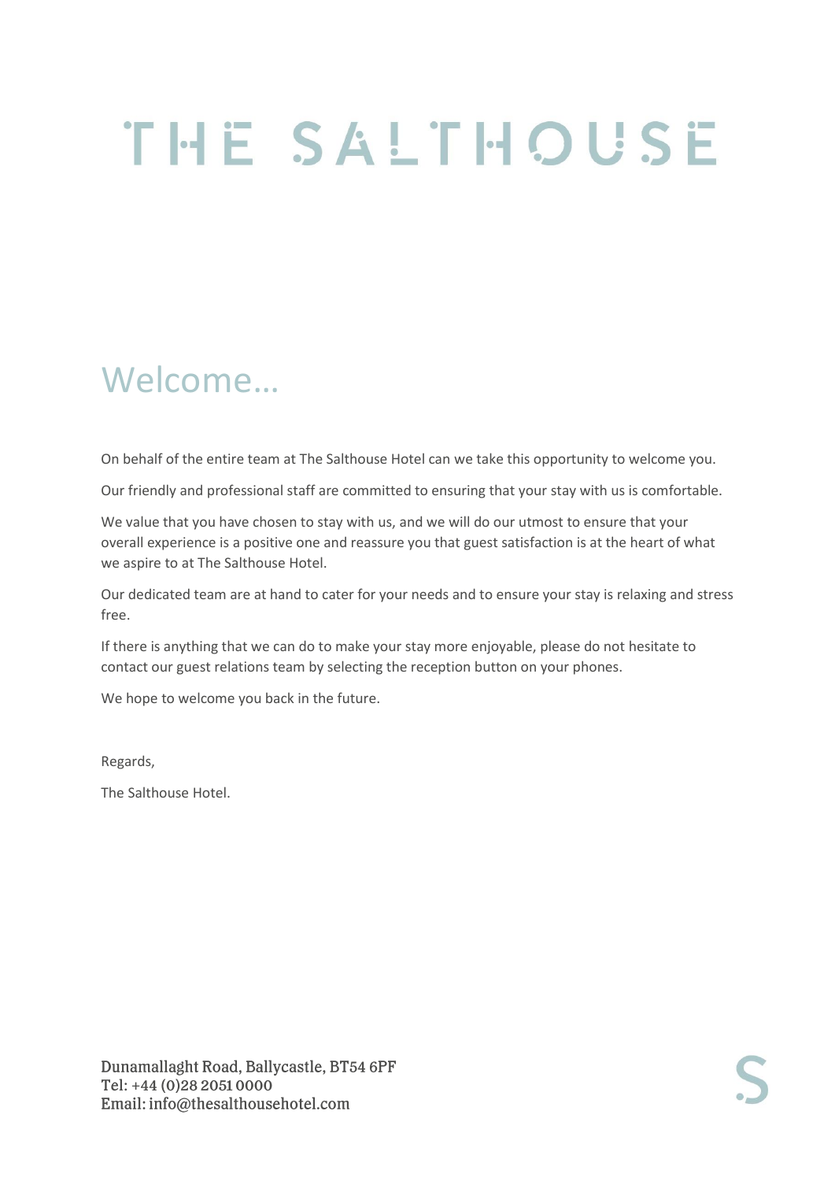# THE SALTHOUSE

## Welcome…

On behalf of the entire team at The Salthouse Hotel can we take this opportunity to welcome you.

Our friendly and professional staff are committed to ensuring that your stay with us is comfortable.

We value that you have chosen to stay with us, and we will do our utmost to ensure that your overall experience is a positive one and reassure you that guest satisfaction is at the heart of what we aspire to at The Salthouse Hotel.

Our dedicated team are at hand to cater for your needs and to ensure your stay is relaxing and stress free.

If there is anything that we can do to make your stay more enjoyable, please do not hesitate to contact our guest relations team by selecting the reception button on your phones.

We hope to welcome you back in the future.

Regards,

The Salthouse Hotel.

Dunamallaght Road, Ballycastle, BT54 6PF
Tel: +44 (0)28 2051 0000
Email: info@thesalthousehotel.com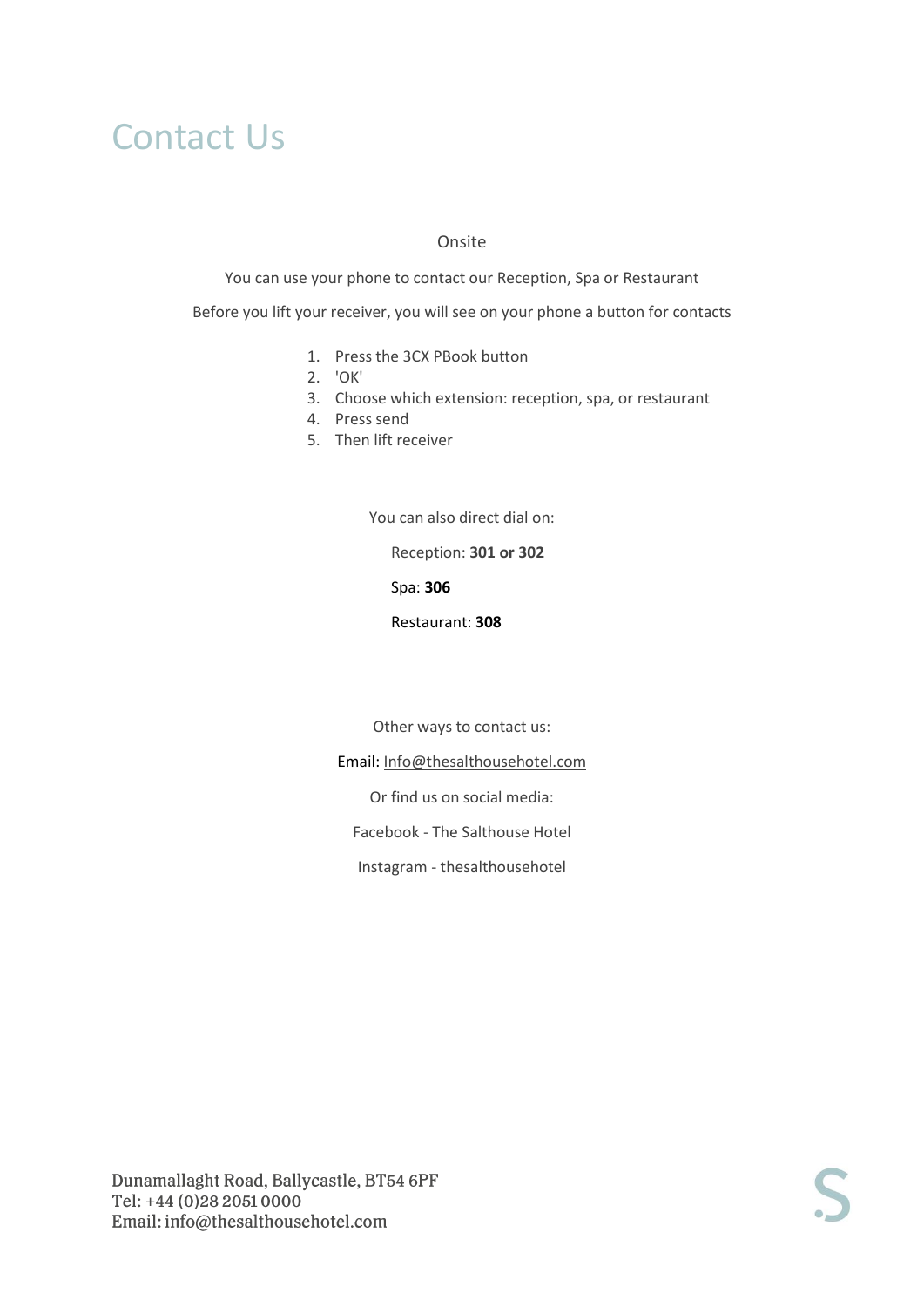# Contact Us

Onsite

You can use your phone to contact our Reception, Spa or Restaurant

Before you lift your receiver, you will see on your phone a button for contacts

1. Press the 3CX PBook button
2. 'OK'
3. Choose which extension: reception, spa, or restaurant
4. Press send
5. Then lift receiver

You can also direct dial on:

Reception: **301 or 302**

Spa: **306**

Restaurant: **308**

Other ways to contact us:

Email: Info@thesalthousehotel.com

Or find us on social media:

Facebook - The Salthouse Hotel

Instagram - thesalthousehotel

Dunamallaght Road, Ballycastle, BT54 6PF
Tel: +44 (0)28 2051 0000
Email: info@thesalthousehotel.com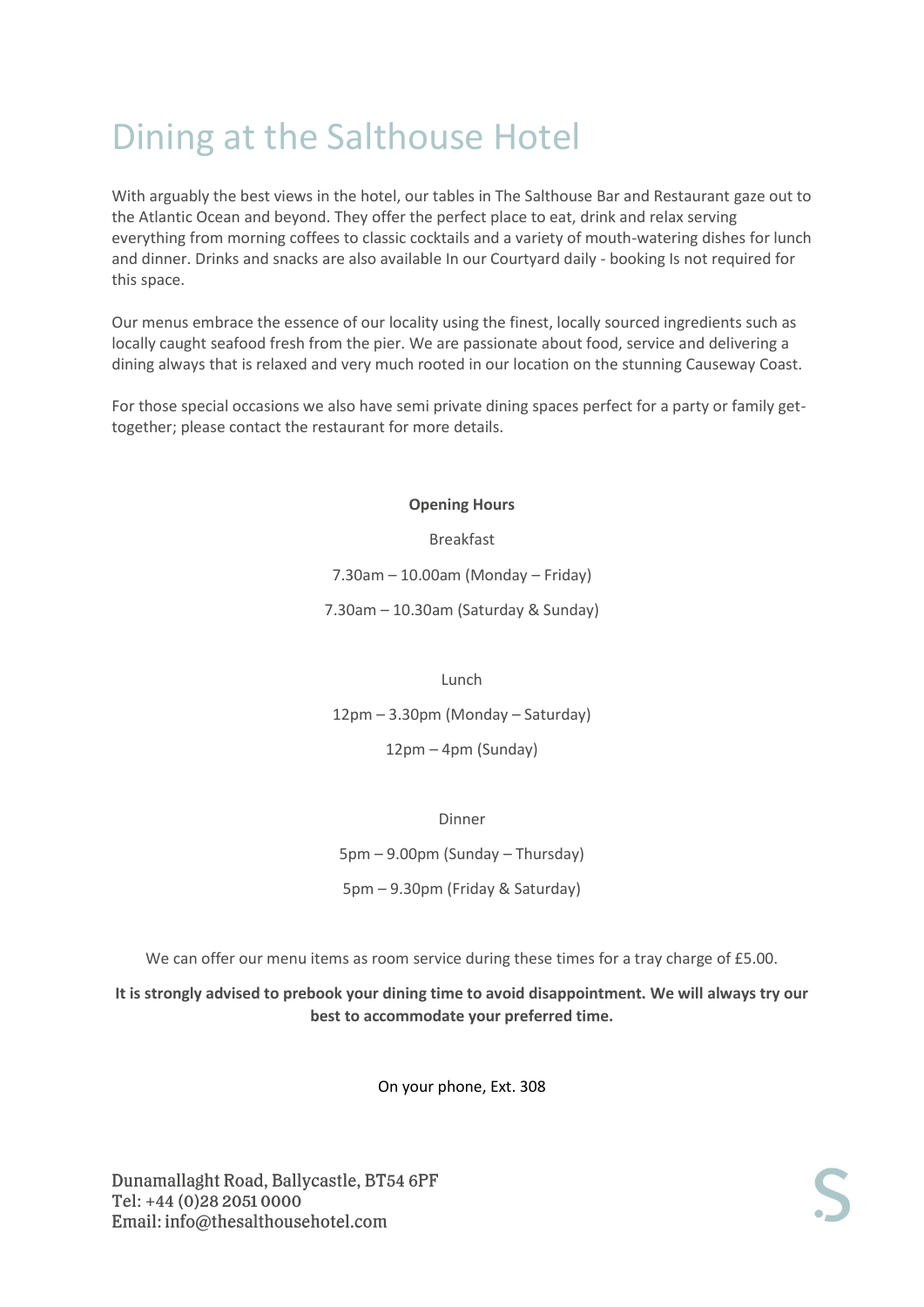# Dining at the Salthouse Hotel

With arguably the best views in the hotel, our tables in The Salthouse Bar and Restaurant gaze out to the Atlantic Ocean and beyond. They offer the perfect place to eat, drink and relax serving everything from morning coffees to classic cocktails and a variety of mouth-watering dishes for lunch and dinner. Drinks and snacks are also available In our Courtyard daily - booking Is not required for this space.

Our menus embrace the essence of our locality using the finest, locally sourced ingredients such as locally caught seafood fresh from the pier. We are passionate about food, service and delivering a dining always that is relaxed and very much rooted in our location on the stunning Causeway Coast.

For those special occasions we also have semi private dining spaces perfect for a party or family get-together; please contact the restaurant for more details.

**Opening Hours**

Breakfast

7.30am – 10.00am (Monday – Friday)

7.30am – 10.30am (Saturday & Sunday)

Lunch

12pm – 3.30pm (Monday – Saturday)

12pm – 4pm (Sunday)

Dinner

5pm – 9.00pm (Sunday – Thursday)

5pm – 9.30pm (Friday & Saturday)

We can offer our menu items as room service during these times for a tray charge of £5.00.

**It is strongly advised to prebook your dining time to avoid disappointment. We will always try our best to accommodate your preferred time.**

On your phone, Ext. 308

Dunamallaght Road, Ballycastle, BT54 6PF
Tel: +44 (0)28 2051 0000
Email: info@thesalthousehotel.com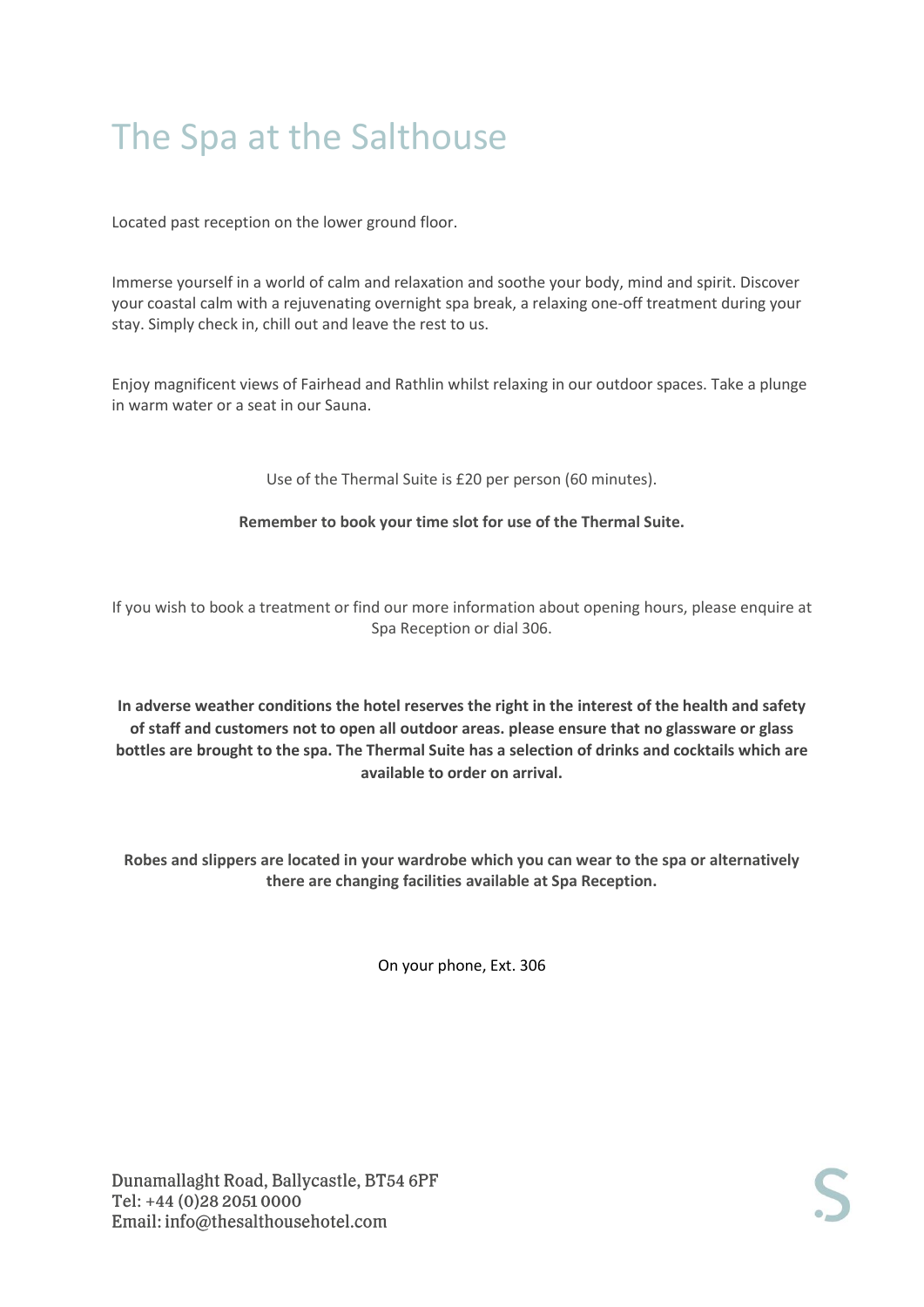# The Spa at the Salthouse

Located past reception on the lower ground floor.

Immerse yourself in a world of calm and relaxation and soothe your body, mind and spirit. Discover your coastal calm with a rejuvenating overnight spa break, a relaxing one-off treatment during your stay. Simply check in, chill out and leave the rest to us.

Enjoy magnificent views of Fairhead and Rathlin whilst relaxing in our outdoor spaces. Take a plunge in warm water or a seat in our Sauna.

Use of the Thermal Suite is £20 per person (60 minutes).

**Remember to book your time slot for use of the Thermal Suite.**

If you wish to book a treatment or find our more information about opening hours, please enquire at Spa Reception or dial 306.

**In adverse weather conditions the hotel reserves the right in the interest of the health and safety of staff and customers not to open all outdoor areas. please ensure that no glassware or glass bottles are brought to the spa. The Thermal Suite has a selection of drinks and cocktails which are available to order on arrival.**

**Robes and slippers are located in your wardrobe which you can wear to the spa or alternatively there are changing facilities available at Spa Reception.**

On your phone, Ext. 306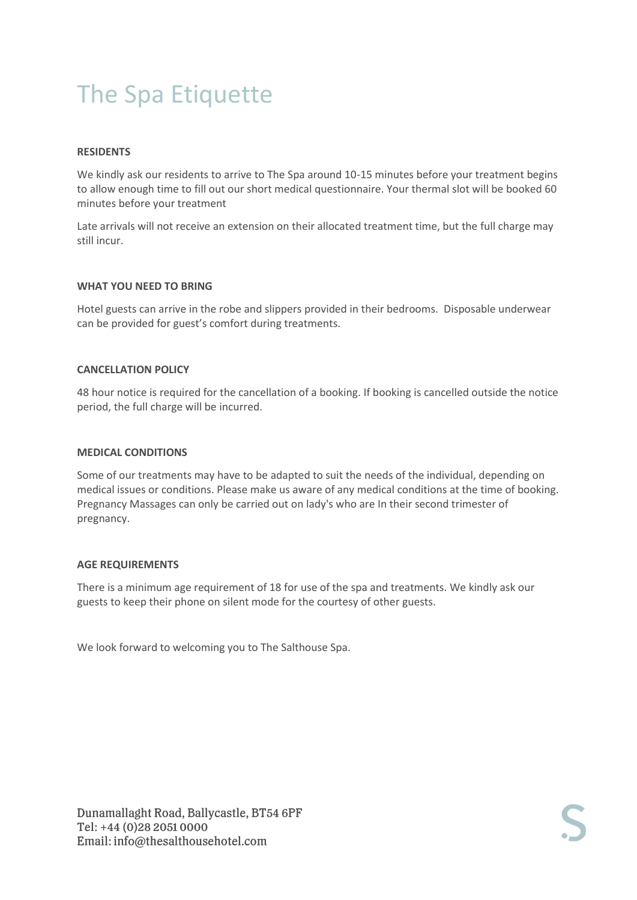# The Spa Etiquette

**RESIDENTS**

We kindly ask our residents to arrive to The Spa around 10-15 minutes before your treatment begins to allow enough time to fill out our short medical questionnaire. Your thermal slot will be booked 60 minutes before your treatment

Late arrivals will not receive an extension on their allocated treatment time, but the full charge may still incur.

**WHAT YOU NEED TO BRING**

Hotel guests can arrive in the robe and slippers provided in their bedrooms. Disposable underwear can be provided for guest's comfort during treatments.

**CANCELLATION POLICY**

48 hour notice is required for the cancellation of a booking. If booking is cancelled outside the notice period, the full charge will be incurred.

**MEDICAL CONDITIONS**

Some of our treatments may have to be adapted to suit the needs of the individual, depending on medical issues or conditions. Please make us aware of any medical conditions at the time of booking. Pregnancy Massages can only be carried out on lady's who are In their second trimester of pregnancy.

**AGE REQUIREMENTS**

There is a minimum age requirement of 18 for use of the spa and treatments. We kindly ask our guests to keep their phone on silent mode for the courtesy of other guests.

We look forward to welcoming you to The Salthouse Spa.

Dunamallaght Road, Ballycastle, BT54 6PF
Tel: +44 (0)28 2051 0000
Email: info@thesalthousehotel.com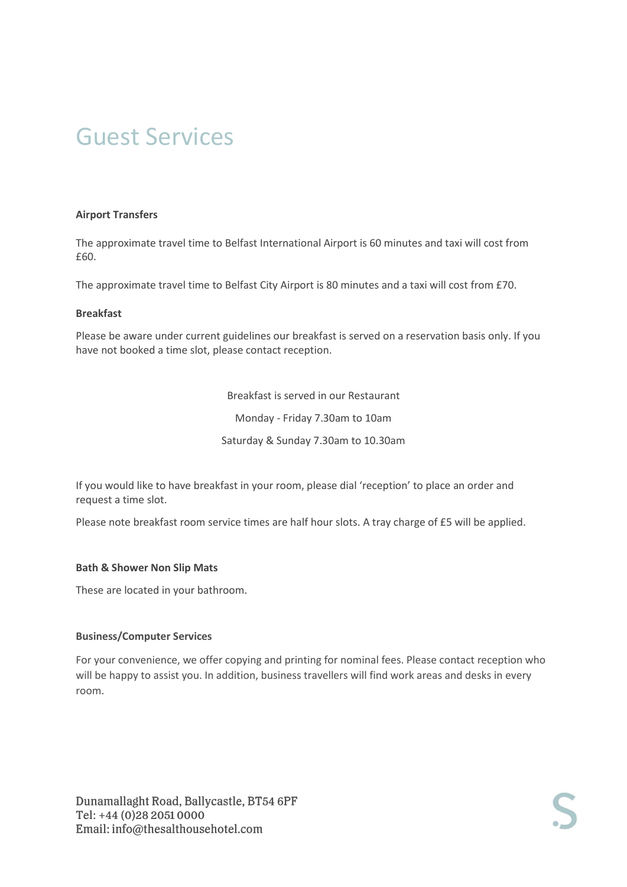# Guest Services

**Airport Transfers**

The approximate travel time to Belfast International Airport is 60 minutes and taxi will cost from £60.

The approximate travel time to Belfast City Airport is 80 minutes and a taxi will cost from £70.

**Breakfast**

Please be aware under current guidelines our breakfast is served on a reservation basis only. If you have not booked a time slot, please contact reception.

Breakfast is served in our Restaurant

Monday - Friday 7.30am to 10am

Saturday & Sunday 7.30am to 10.30am

If you would like to have breakfast in your room, please dial 'reception' to place an order and request a time slot.

Please note breakfast room service times are half hour slots. A tray charge of £5 will be applied.

**Bath & Shower Non Slip Mats**

These are located in your bathroom.

**Business/Computer Services**

For your convenience, we offer copying and printing for nominal fees. Please contact reception who will be happy to assist you. In addition, business travellers will find work areas and desks in every room.

Dunamallaght Road, Ballycastle, BT54 6PF
Tel: +44 (0)28 2051 0000
Email: info@thesalthousehotel.com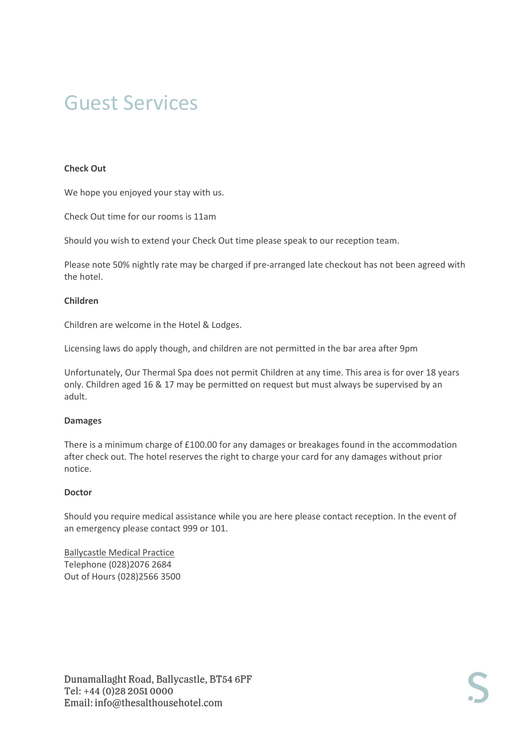# Guest Services

**Check Out**

We hope you enjoyed your stay with us.

Check Out time for our rooms is 11am

Should you wish to extend your Check Out time please speak to our reception team.

Please note 50% nightly rate may be charged if pre-arranged late checkout has not been agreed with the hotel.

**Children**

Children are welcome in the Hotel & Lodges.

Licensing laws do apply though, and children are not permitted in the bar area after 9pm

Unfortunately, Our Thermal Spa does not permit Children at any time. This area is for over 18 years only. Children aged 16 & 17 may be permitted on request but must always be supervised by an adult.

**Damages**

There is a minimum charge of £100.00 for any damages or breakages found in the accommodation after check out. The hotel reserves the right to charge your card for any damages without prior notice.

**Doctor**

Should you require medical assistance while you are here please contact reception. In the event of an emergency please contact 999 or 101.

Ballycastle Medical Practice
Telephone (028)2076 2684
Out of Hours (028)2566 3500

Dunamallaght Road, Ballycastle, BT54 6PF
Tel: +44 (0)28 2051 0000
Email: info@thesalthousehotel.com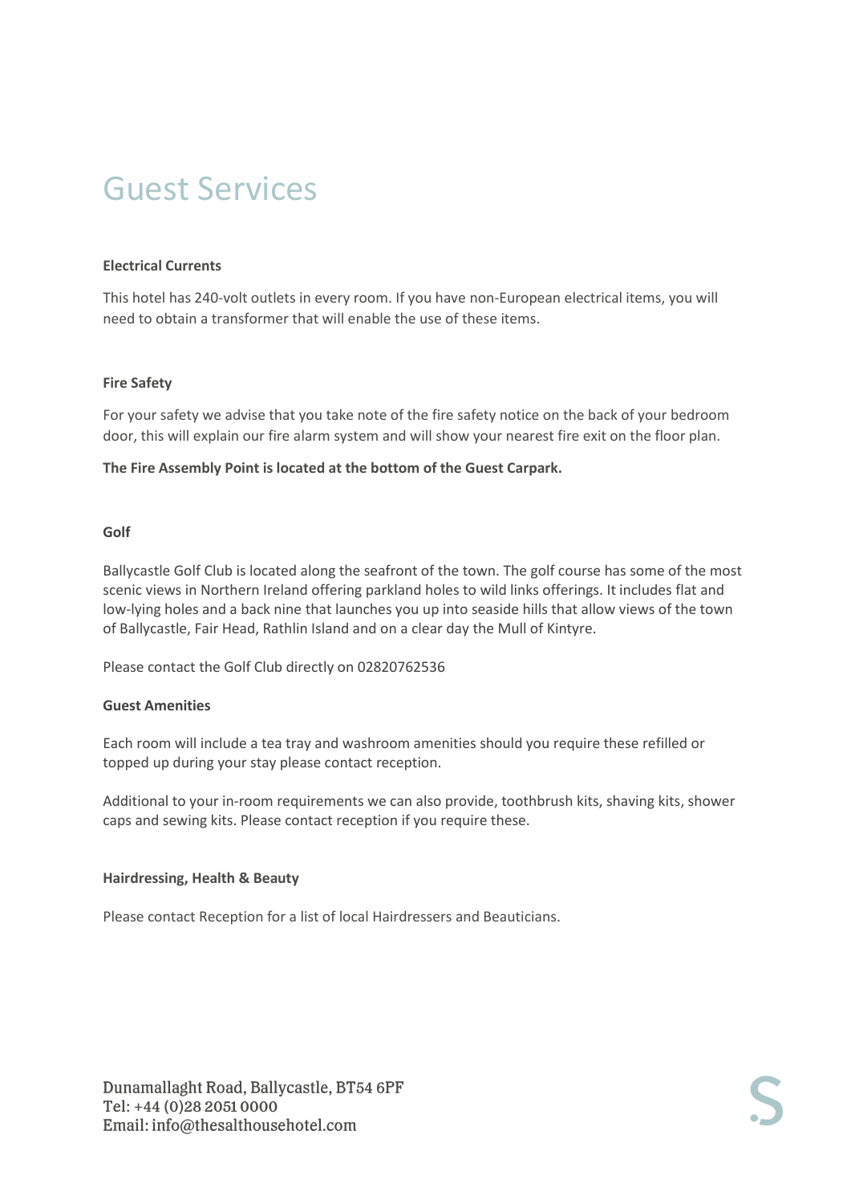# Guest Services

**Electrical Currents**

This hotel has 240-volt outlets in every room. If you have non-European electrical items, you will need to obtain a transformer that will enable the use of these items.

**Fire Safety**

For your safety we advise that you take note of the fire safety notice on the back of your bedroom door, this will explain our fire alarm system and will show your nearest fire exit on the floor plan.

**The Fire Assembly Point is located at the bottom of the Guest Carpark.**

**Golf**

Ballycastle Golf Club is located along the seafront of the town. The golf course has some of the most scenic views in Northern Ireland offering parkland holes to wild links offerings. It includes flat and low-lying holes and a back nine that launches you up into seaside hills that allow views of the town of Ballycastle, Fair Head, Rathlin Island and on a clear day the Mull of Kintyre.

Please contact the Golf Club directly on 02820762536

**Guest Amenities**

Each room will include a tea tray and washroom amenities should you require these refilled or topped up during your stay please contact reception.

Additional to your in-room requirements we can also provide, toothbrush kits, shaving kits, shower caps and sewing kits. Please contact reception if you require these.

**Hairdressing, Health & Beauty**

Please contact Reception for a list of local Hairdressers and Beauticians.

Dunamallaght Road, Ballycastle, BT54 6PF
Tel: +44 (0)28 2051 0000
Email: info@thesalthousehotel.com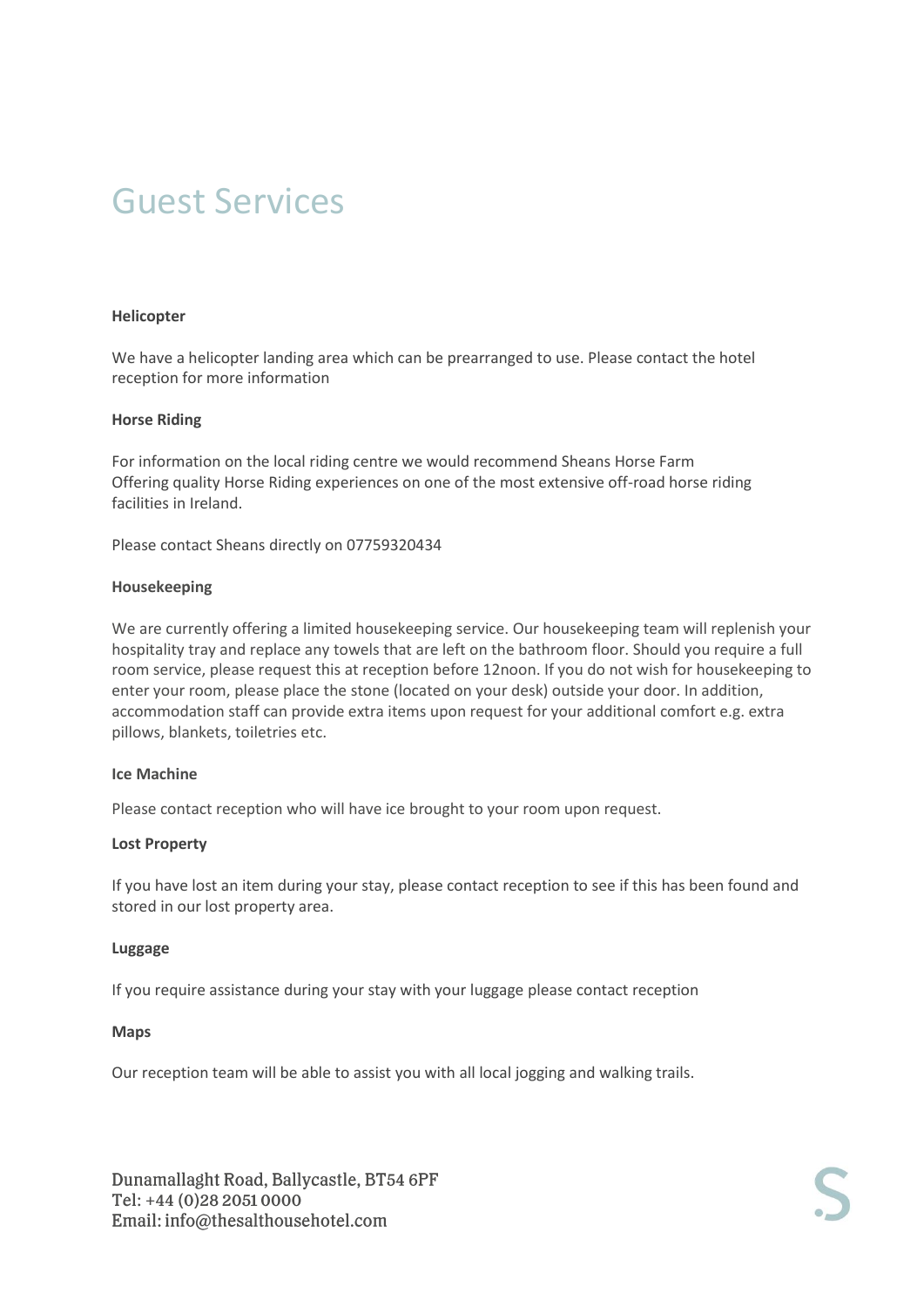# Guest Services

**Helicopter**

We have a helicopter landing area which can be prearranged to use. Please contact the hotel reception for more information

**Horse Riding**

For information on the local riding centre we would recommend Sheans Horse Farm
Offering quality Horse Riding experiences on one of the most extensive off-road horse riding facilities in Ireland.

Please contact Sheans directly on 07759320434

**Housekeeping**

We are currently offering a limited housekeeping service. Our housekeeping team will replenish your hospitality tray and replace any towels that are left on the bathroom floor. Should you require a full room service, please request this at reception before 12noon. If you do not wish for housekeeping to enter your room, please place the stone (located on your desk) outside your door. In addition, accommodation staff can provide extra items upon request for your additional comfort e.g. extra pillows, blankets, toiletries etc.

**Ice Machine**

Please contact reception who will have ice brought to your room upon request.

**Lost Property**

If you have lost an item during your stay, please contact reception to see if this has been found and stored in our lost property area.

**Luggage**

If you require assistance during your stay with your luggage please contact reception

**Maps**

Our reception team will be able to assist you with all local jogging and walking trails.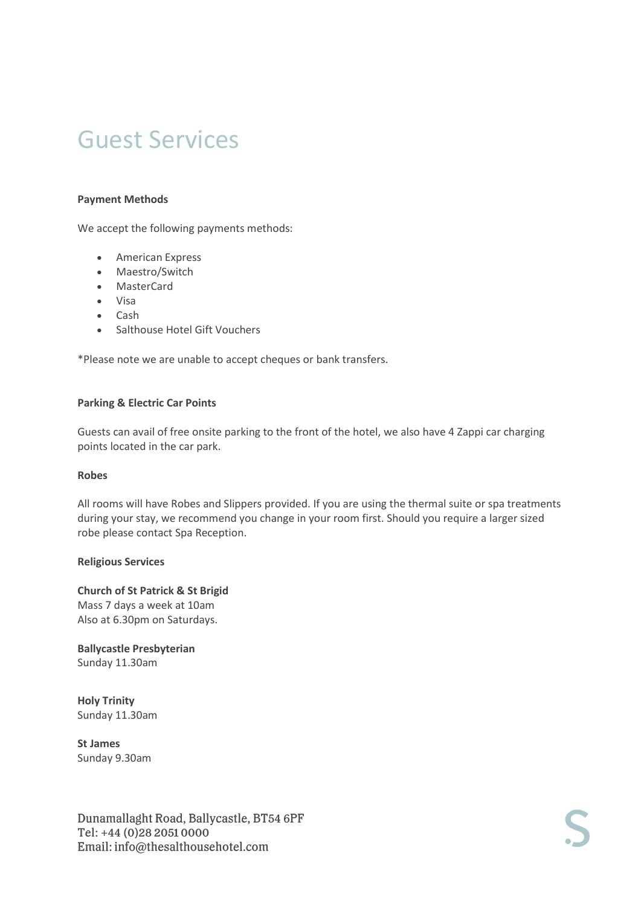# Guest Services

**Payment Methods**

We accept the following payments methods:

- American Express
- Maestro/Switch
- MasterCard
- Visa
- Cash
- Salthouse Hotel Gift Vouchers

*Please note we are unable to accept cheques or bank transfers.

**Parking & Electric Car Points**

Guests can avail of free onsite parking to the front of the hotel, we also have 4 Zappi car charging points located in the car park.

**Robes**

All rooms will have Robes and Slippers provided. If you are using the thermal suite or spa treatments during your stay, we recommend you change in your room first. Should you require a larger sized robe please contact Spa Reception.

**Religious Services**

**Church of St Patrick & St Brigid**
Mass 7 days a week at 10am
Also at 6.30pm on Saturdays.

**Ballycastle Presbyterian**
Sunday 11.30am

**Holy Trinity**
Sunday 11.30am

**St James**
Sunday 9.30am

Dunamallaght Road, Ballycastle, BT54 6PF
Tel: +44 (0)28 2051 0000
Email: info@thesalthousehotel.com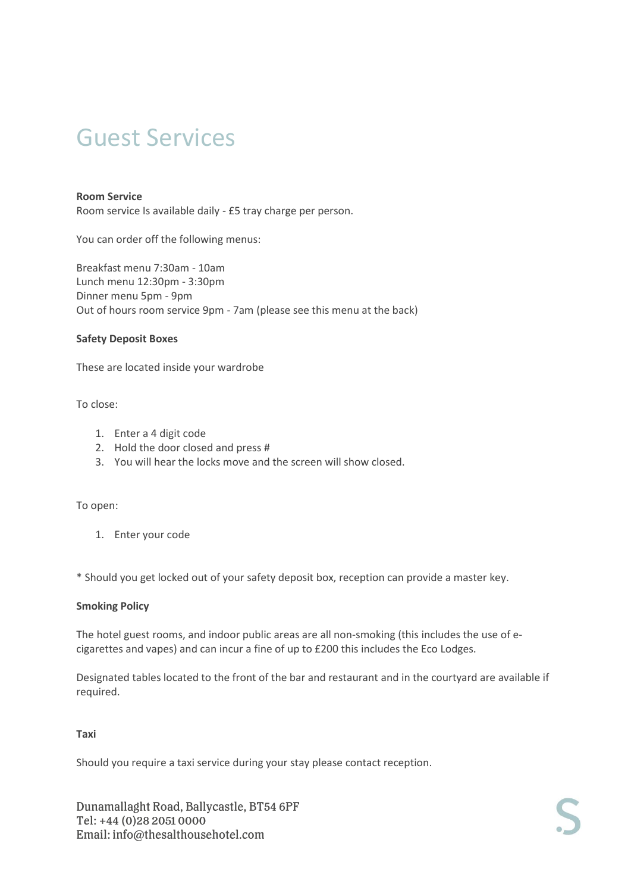# Guest Services

**Room Service**
Room service Is available daily - £5 tray charge per person.

You can order off the following menus:

Breakfast menu 7:30am - 10am
Lunch menu 12:30pm - 3:30pm
Dinner menu 5pm - 9pm
Out of hours room service 9pm - 7am (please see this menu at the back)

**Safety Deposit Boxes**

These are located inside your wardrobe

To close:

1. Enter a 4 digit code
2. Hold the door closed and press #
3. You will hear the locks move and the screen will show closed.

To open:

1. Enter your code

* Should you get locked out of your safety deposit box, reception can provide a master key.

**Smoking Policy**

The hotel guest rooms, and indoor public areas are all non-smoking (this includes the use of e-cigarettes and vapes) and can incur a fine of up to £200 this includes the Eco Lodges.

Designated tables located to the front of the bar and restaurant and in the courtyard are available if required.

**Taxi**

Should you require a taxi service during your stay please contact reception.

Dunamallaght Road, Ballycastle, BT54 6PF
Tel: +44 (0)28 2051 0000
Email: info@thesalthousehotel.com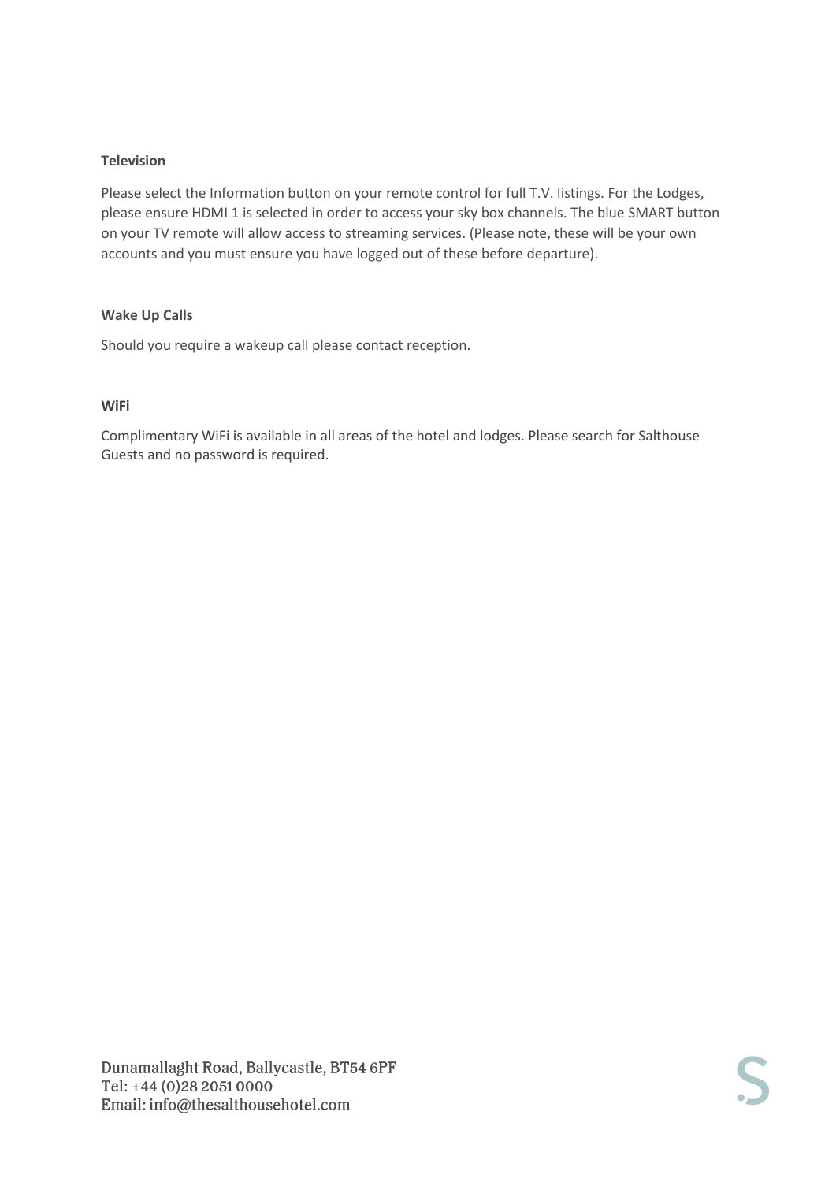**Television**

Please select the Information button on your remote control for full T.V. listings. For the Lodges, please ensure HDMI 1 is selected in order to access your sky box channels. The blue SMART button on your TV remote will allow access to streaming services. (Please note, these will be your own accounts and you must ensure you have logged out of these before departure).

**Wake Up Calls**

Should you require a wakeup call please contact reception.

**WiFi**

Complimentary WiFi is available in all areas of the hotel and lodges. Please search for Salthouse Guests and no password is required.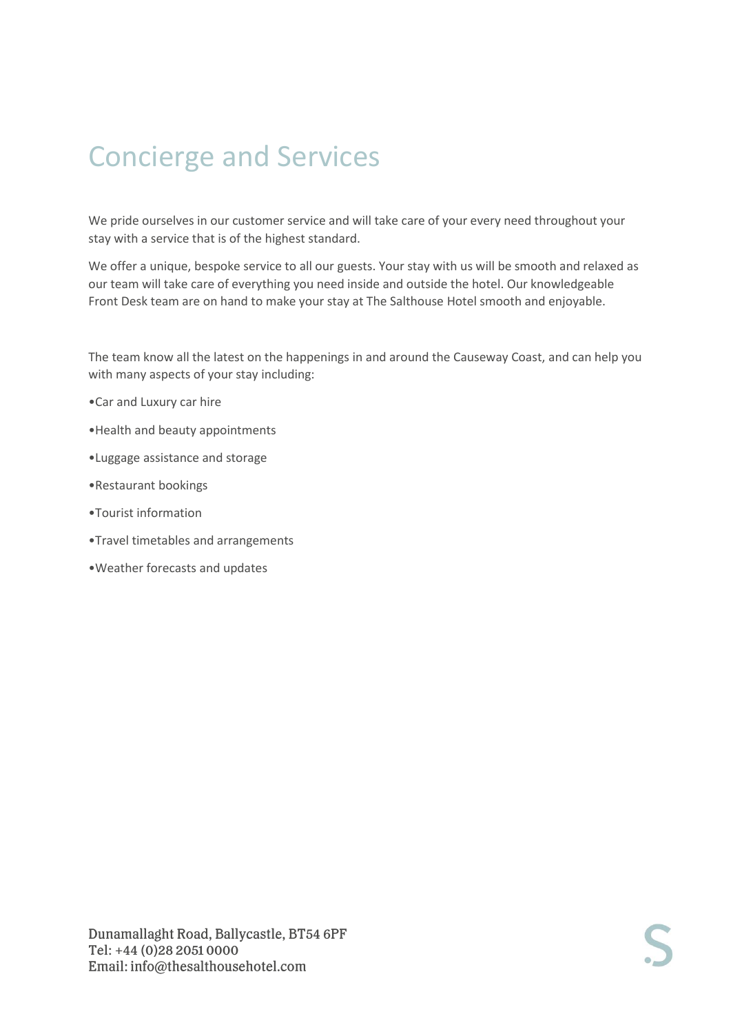# Concierge and Services

We pride ourselves in our customer service and will take care of your every need throughout your stay with a service that is of the highest standard.

We offer a unique, bespoke service to all our guests. Your stay with us will be smooth and relaxed as our team will take care of everything you need inside and outside the hotel. Our knowledgeable Front Desk team are on hand to make your stay at The Salthouse Hotel smooth and enjoyable.

The team know all the latest on the happenings in and around the Causeway Coast, and can help you with many aspects of your stay including:

- Car and Luxury car hire
- Health and beauty appointments
- Luggage assistance and storage
- Restaurant bookings
- Tourist information
- Travel timetables and arrangements
- Weather forecasts and updates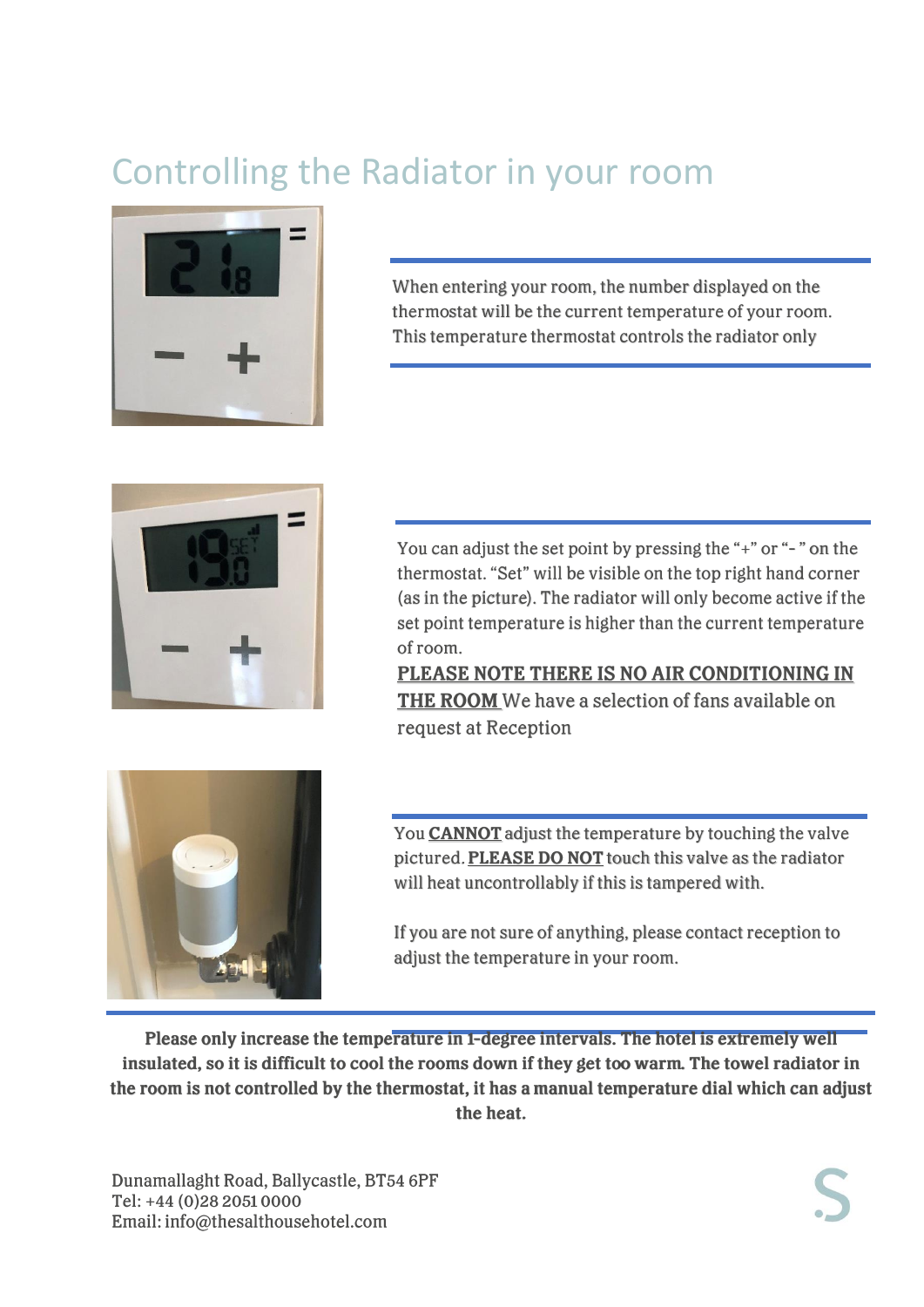# Controlling the Radiator in your room

When entering your room, the number displayed on the thermostat will be the current temperature of your room. This temperature thermostat controls the radiator only

You can adjust the set point by pressing the "+" or "- " on the thermostat. "Set" will be visible on the top right hand corner (as in the picture). The radiator will only become active if the set point temperature is higher than the current temperature of room.

**PLEASE NOTE THERE IS NO AIR CONDITIONING IN THE ROOM** We have a selection of fans available on request at Reception

You **CANNOT** adjust the temperature by touching the valve pictured. **PLEASE DO NOT** touch this valve as the radiator will heat uncontrollably if this is tampered with.

If you are not sure of anything, please contact reception to adjust the temperature in your room.

**Please only increase the temperature in 1-degree intervals. The hotel is extremely well insulated, so it is difficult to cool the rooms down if they get too warm. The towel radiator in the room is not controlled by the thermostat, it has a manual temperature dial which can adjust the heat.**

Dunamallaght Road, Ballycastle, BT54 6PF
Tel: +44 (0)28 2051 0000
Email: info@thesalthousehotel.com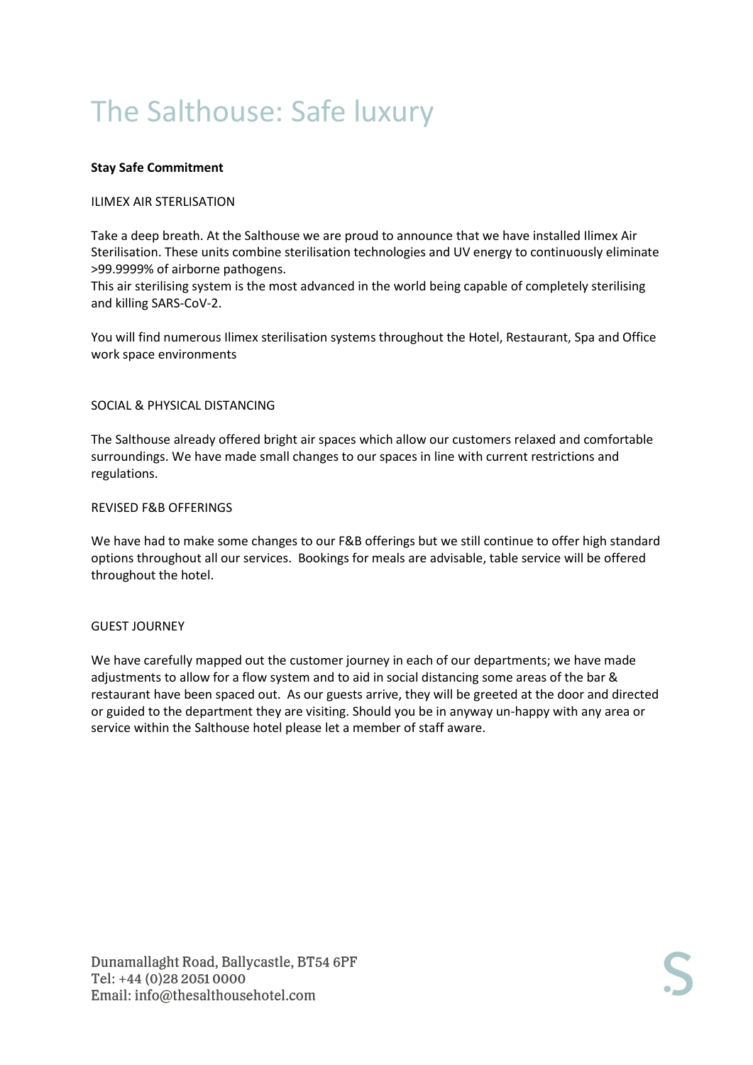# The Salthouse: Safe luxury

**Stay Safe Commitment**

ILIMEX AIR STERLISATION

Take a deep breath. At the Salthouse we are proud to announce that we have installed Ilimex Air Sterilisation. These units combine sterilisation technologies and UV energy to continuously eliminate >99.9999% of airborne pathogens.
This air sterilising system is the most advanced in the world being capable of completely sterilising and killing SARS-CoV-2.

You will find numerous Ilimex sterilisation systems throughout the Hotel, Restaurant, Spa and Office work space environments

SOCIAL & PHYSICAL DISTANCING

The Salthouse already offered bright air spaces which allow our customers relaxed and comfortable surroundings. We have made small changes to our spaces in line with current restrictions and regulations.

REVISED F&B OFFERINGS

We have had to make some changes to our F&B offerings but we still continue to offer high standard options throughout all our services. Bookings for meals are advisable, table service will be offered throughout the hotel.

GUEST JOURNEY

We have carefully mapped out the customer journey in each of our departments; we have made adjustments to allow for a flow system and to aid in social distancing some areas of the bar & restaurant have been spaced out. As our guests arrive, they will be greeted at the door and directed or guided to the department they are visiting. Should you be in anyway un-happy with any area or service within the Salthouse hotel please let a member of staff aware.

Dunamallaght Road, Ballycastle, BT54 6PF
Tel: +44 (0)28 2051 0000
Email: info@thesalthousehotel.com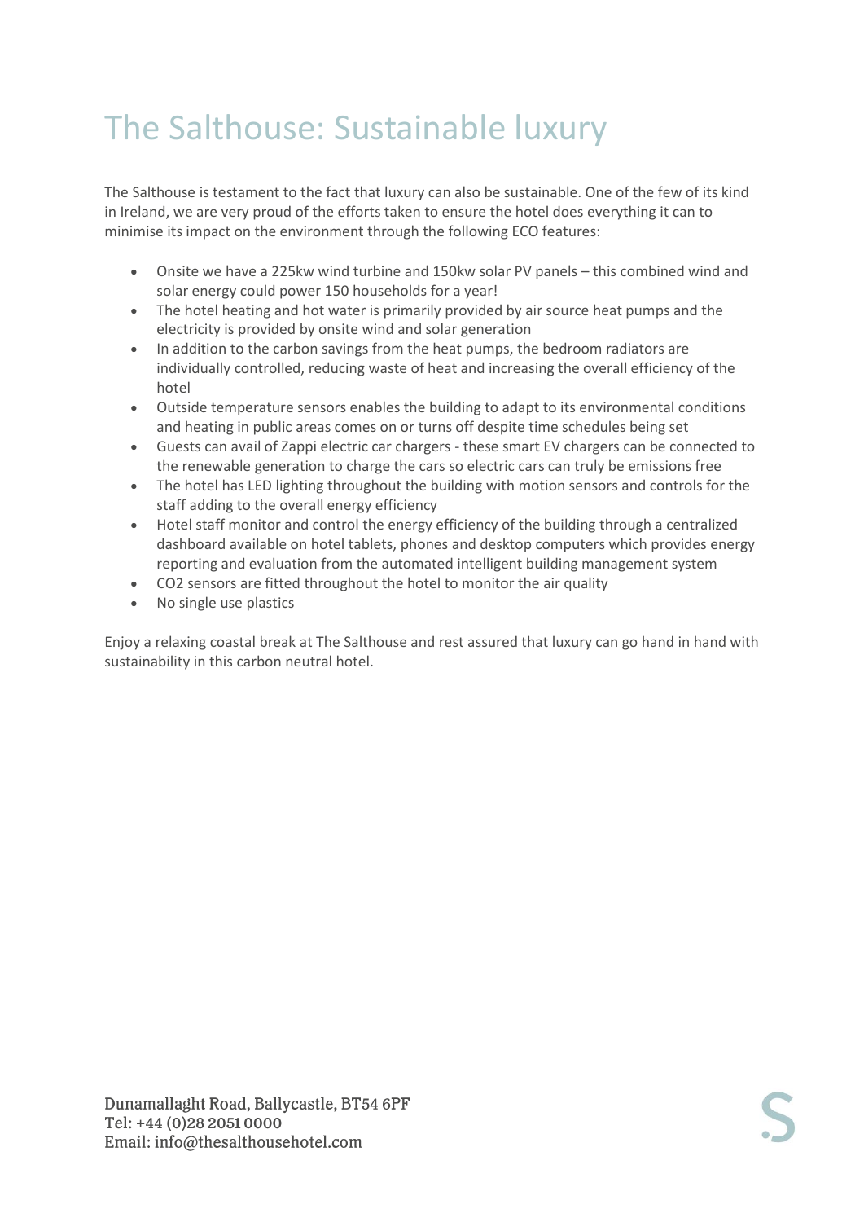# The Salthouse: Sustainable luxury

The Salthouse is testament to the fact that luxury can also be sustainable. One of the few of its kind in Ireland, we are very proud of the efforts taken to ensure the hotel does everything it can to minimise its impact on the environment through the following ECO features:

- Onsite we have a 225kw wind turbine and 150kw solar PV panels – this combined wind and solar energy could power 150 households for a year!
- The hotel heating and hot water is primarily provided by air source heat pumps and the electricity is provided by onsite wind and solar generation
- In addition to the carbon savings from the heat pumps, the bedroom radiators are individually controlled, reducing waste of heat and increasing the overall efficiency of the hotel
- Outside temperature sensors enables the building to adapt to its environmental conditions and heating in public areas comes on or turns off despite time schedules being set
- Guests can avail of Zappi electric car chargers - these smart EV chargers can be connected to the renewable generation to charge the cars so electric cars can truly be emissions free
- The hotel has LED lighting throughout the building with motion sensors and controls for the staff adding to the overall energy efficiency
- Hotel staff monitor and control the energy efficiency of the building through a centralized dashboard available on hotel tablets, phones and desktop computers which provides energy reporting and evaluation from the automated intelligent building management system
- $CO_2$ sensors are fitted throughout the hotel to monitor the air quality
- No single use plastics

Enjoy a relaxing coastal break at The Salthouse and rest assured that luxury can go hand in hand with sustainability in this carbon neutral hotel.

Dunamallaght Road, Ballycastle, BT54 6PF
Tel: +44 (0)28 2051 0000
Email: info@thesalthousehotel.com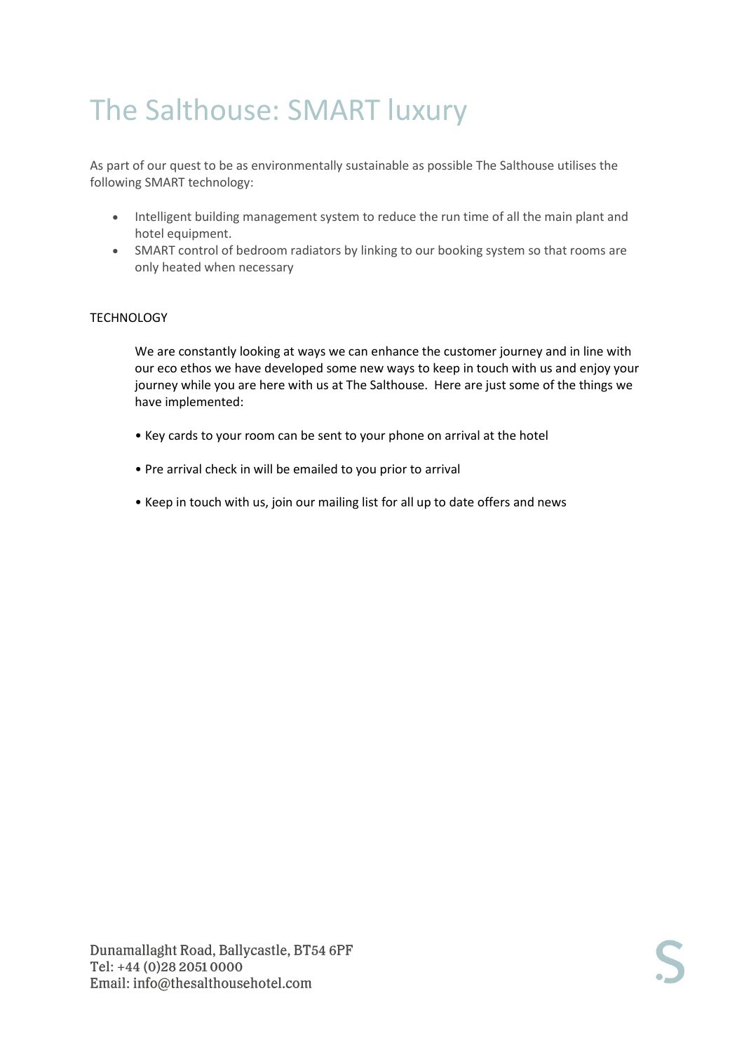# The Salthouse: SMART luxury

As part of our quest to be as environmentally sustainable as possible The Salthouse utilises the following SMART technology:

- Intelligent building management system to reduce the run time of all the main plant and hotel equipment.
- SMART control of bedroom radiators by linking to our booking system so that rooms are only heated when necessary

TECHNOLOGY

We are constantly looking at ways we can enhance the customer journey and in line with our eco ethos we have developed some new ways to keep in touch with us and enjoy your journey while you are here with us at The Salthouse. Here are just some of the things we have implemented:

- Key cards to your room can be sent to your phone on arrival at the hotel
- Pre arrival check in will be emailed to you prior to arrival
- Keep in touch with us, join our mailing list for all up to date offers and news

Dunamallaght Road, Ballycastle, BT54 6PF
Tel: +44 (0)28 2051 0000
Email: info@thesalthousehotel.com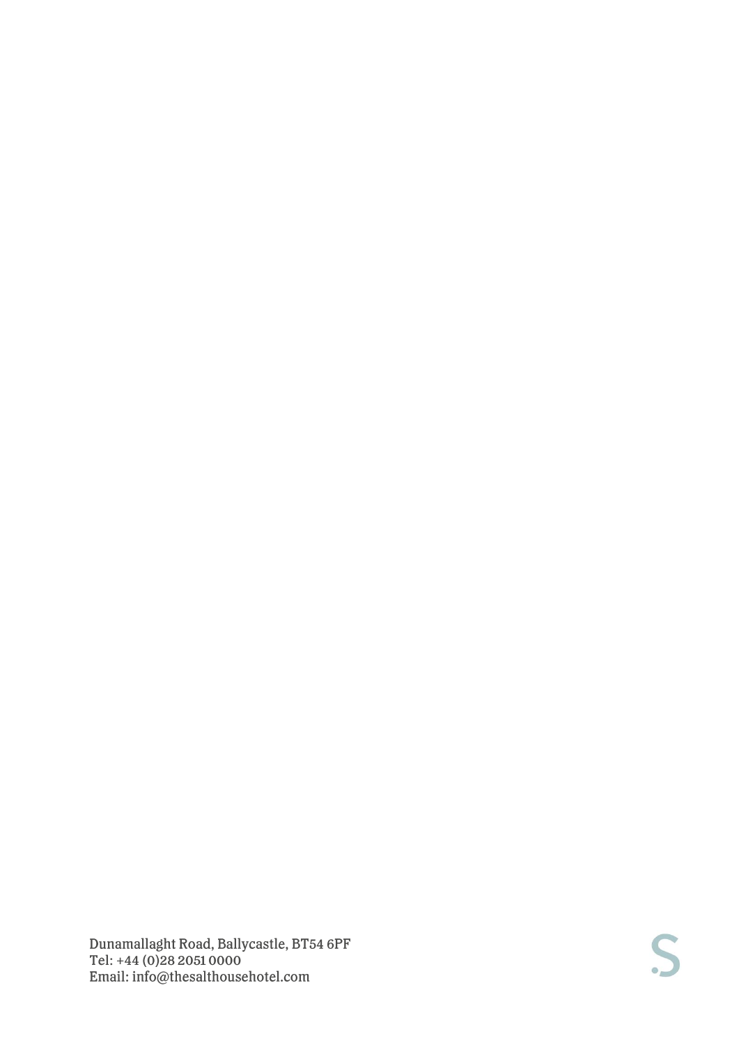Dunamallaght Road, Ballycastle, BT54 6PF
Tel: +44 (0)28 2051 0000
Email: info@thesalthousehotel.com